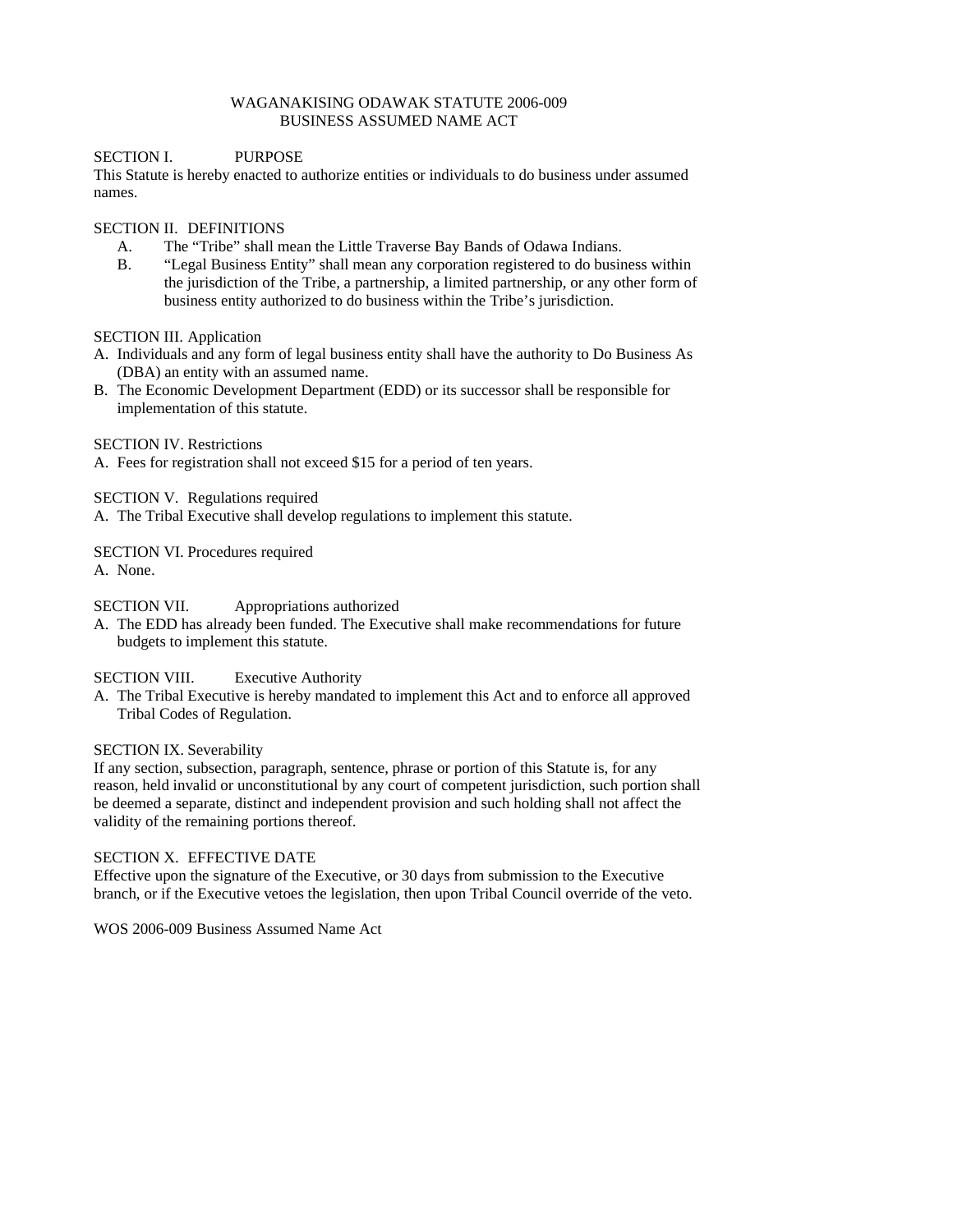# WAGANAKISING ODAWAK STATUTE 2006-009
## BUSINESS ASSUMED NAME ACT

### SECTION I. PURPOSE

This Statute is hereby enacted to authorize entities or individuals to do business under assumed names.

### SECTION II. DEFINITIONS

A. The "Tribe" shall mean the Little Traverse Bay Bands of Odawa Indians.

B. "Legal Business Entity" shall mean any corporation registered to do business within the jurisdiction of the Tribe, a partnership, a limited partnership, or any other form of business entity authorized to do business within the Tribe's jurisdiction.

### SECTION III. Application

A. Individuals and any form of legal business entity shall have the authority to Do Business As (DBA) an entity with an assumed name.

B. The Economic Development Department (EDD) or its successor shall be responsible for implementation of this statute.

### SECTION IV. Restrictions

A. Fees for registration shall not exceed $15 for a period of ten years.

### SECTION V. Regulations required

A. The Tribal Executive shall develop regulations to implement this statute.

### SECTION VI. Procedures required

A. None.

### SECTION VII. Appropriations authorized

A. The EDD has already been funded. The Executive shall make recommendations for future budgets to implement this statute.

### SECTION VIII. Executive Authority

A. The Tribal Executive is hereby mandated to implement this Act and to enforce all approved Tribal Codes of Regulation.

### SECTION IX. Severability

If any section, subsection, paragraph, sentence, phrase or portion of this Statute is, for any reason, held invalid or unconstitutional by any court of competent jurisdiction, such portion shall be deemed a separate, distinct and independent provision and such holding shall not affect the validity of the remaining portions thereof.

### SECTION X. EFFECTIVE DATE

Effective upon the signature of the Executive, or 30 days from submission to the Executive branch, or if the Executive vetoes the legislation, then upon Tribal Council override of the veto.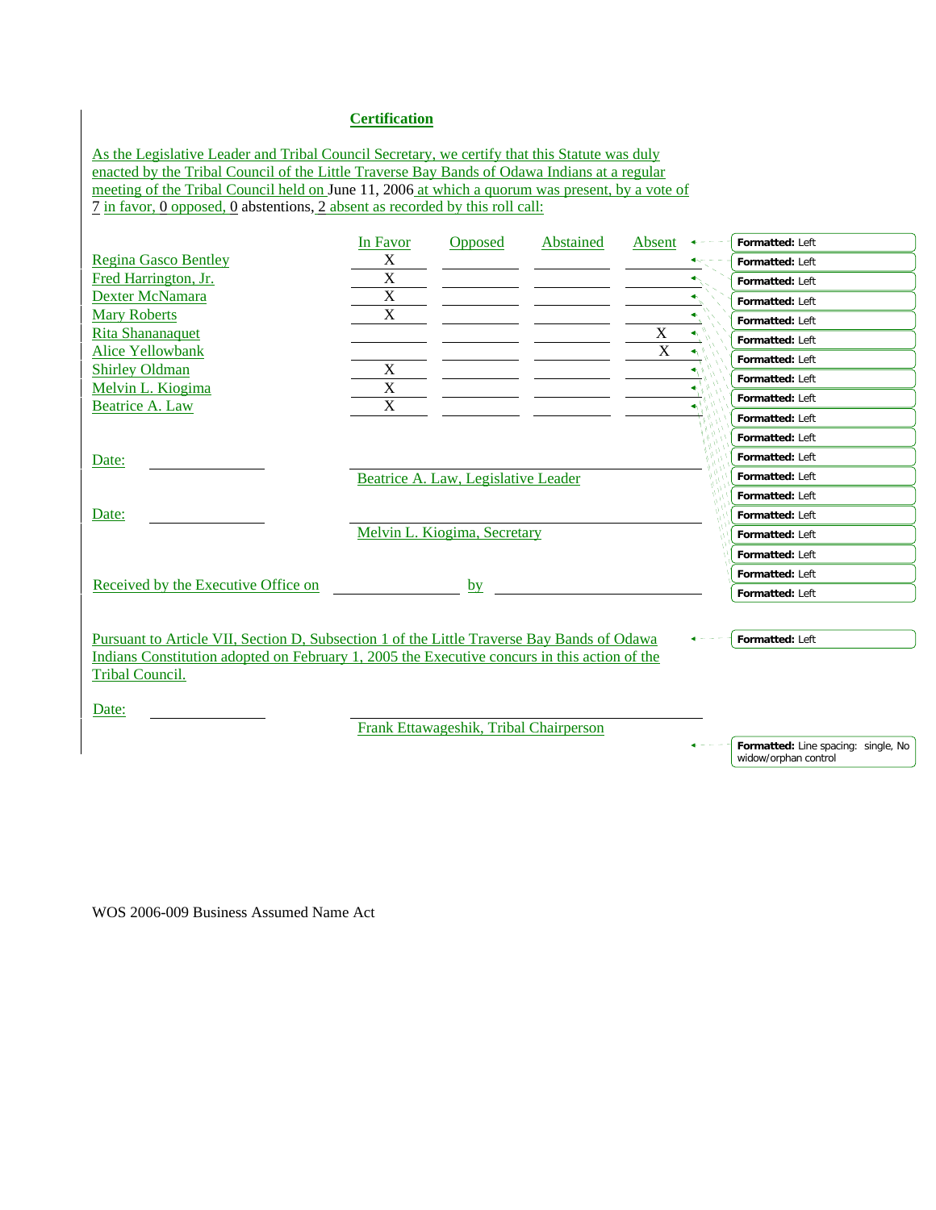## Certification

As the Legislative Leader and Tribal Council Secretary, we certify that this Statute was duly enacted by the Tribal Council of the Little Traverse Bay Bands of Odawa Indians at a regular meeting of the Tribal Council held on June 11, 2006 at which a quorum was present, by a vote of 7 in favor, 0 opposed, 0 abstentions, 2 absent as recorded by this roll call:

| | In Favor | Opposed | Abstained | Absent |
|---|---|---|---|---|
| Regina Gasco Bentley | X | | | |
| Fred Harrington, Jr. | X | | | |
| Dexter McNamara | X | | | |
| Mary Roberts | X | | | |
| Rita Shananaquet | | | | X |
| Alice Yellowbank | | | | X |
| Shirley Oldman | X | | | |
| Melvin L. Kiogima | X | | | |
| Beatrice A. Law | X | | | |

Date: ______________ ______________________________
Beatrice A. Law, Legislative Leader

Date: ______________ ______________________________
Melvin L. Kiogima, Secretary

Received by the Executive Office on ______________ by ______________________

Pursuant to Article VII, Section D, Subsection 1 of the Little Traverse Bay Bands of Odawa Indians Constitution adopted on February 1, 2005 the Executive concurs in this action of the Tribal Council.

Date: ______________ ______________________________
Frank Ettawageshik, Tribal Chairperson

WOS 2006-009 Business Assumed Name Act